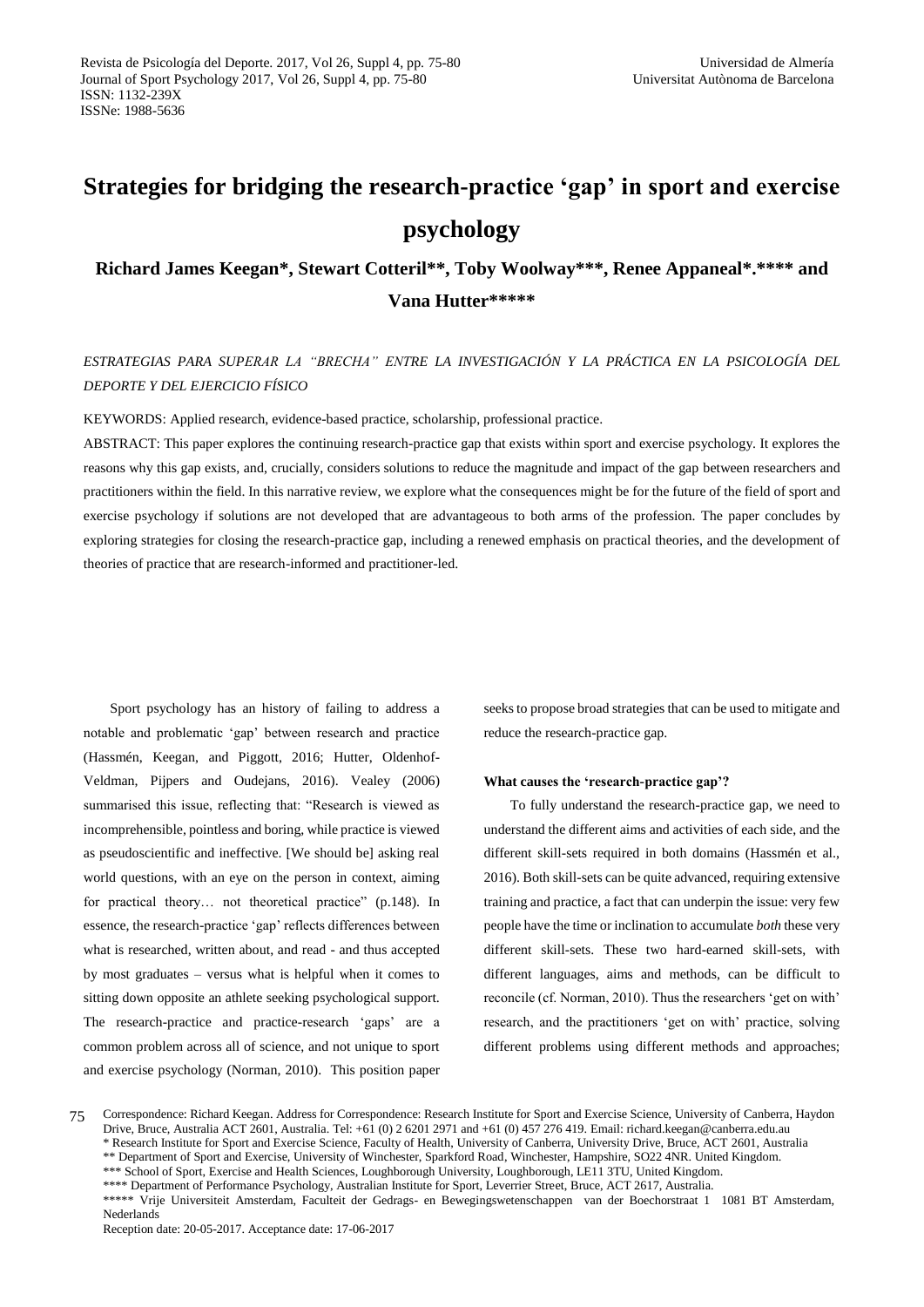# Strategies for bridging the research-practice 'gap' in sport and exercise psychology

**Richard James Keegan*, Stewart Cotteril**, Toby Woolway***, Renee Appaneal*.**** and Vana Hutter*****

*ESTRATEGIAS PARA SUPERAR LA "BRECHA" ENTRE LA INVESTIGACIÓN Y LA PRÁCTICA EN LA PSICOLOGÍA DEL DEPORTE Y DEL EJERCICIO FÍSICO*

KEYWORDS: Applied research, evidence-based practice, scholarship, professional practice.

ABSTRACT: This paper explores the continuing research-practice gap that exists within sport and exercise psychology. It explores the reasons why this gap exists, and, crucially, considers solutions to reduce the magnitude and impact of the gap between researchers and practitioners within the field. In this narrative review, we explore what the consequences might be for the future of the field of sport and exercise psychology if solutions are not developed that are advantageous to both arms of the profession. The paper concludes by exploring strategies for closing the research-practice gap, including a renewed emphasis on practical theories, and the development of theories of practice that are research-informed and practitioner-led.

Sport psychology has an history of failing to address a notable and problematic 'gap' between research and practice (Hassmén, Keegan, and Piggott, 2016; Hutter, Oldenhof-Veldman, Pijpers and Oudejans, 2016). Vealey (2006) summarised this issue, reflecting that: "Research is viewed as incomprehensible, pointless and boring, while practice is viewed as pseudoscientific and ineffective. [We should be] asking real world questions, with an eye on the person in context, aiming for practical theory… not theoretical practice" (p.148). In essence, the research-practice 'gap' reflects differences between what is researched, written about, and read - and thus accepted by most graduates – versus what is helpful when it comes to sitting down opposite an athlete seeking psychological support. The research-practice and practice-research 'gaps' are a common problem across all of science, and not unique to sport and exercise psychology (Norman, 2010). This position paper seeks to propose broad strategies that can be used to mitigate and reduce the research-practice gap.

**What causes the 'research-practice gap'?**

To fully understand the research-practice gap, we need to understand the different aims and activities of each side, and the different skill-sets required in both domains (Hassmén et al., 2016). Both skill-sets can be quite advanced, requiring extensive training and practice, a fact that can underpin the issue: very few people have the time or inclination to accumulate *both* these very different skill-sets. These two hard-earned skill-sets, with different languages, aims and methods, can be difficult to reconcile (cf. Norman, 2010). Thus the researchers 'get on with' research, and the practitioners 'get on with' practice, solving different problems using different methods and approaches;

Correspondence: Richard Keegan. Address for Correspondence: Research Institute for Sport and Exercise Science, University of Canberra, Haydon Drive, Bruce, Australia ACT 2601, Australia. Tel: +61 (0) 2 6201 2971 and +61 (0) 457 276 419. Email: richard.keegan@canberra.edu.au
* Research Institute for Sport and Exercise Science, Faculty of Health, University of Canberra, University Drive, Bruce, ACT 2601, Australia
** Department of Sport and Exercise, University of Winchester, Sparkford Road, Winchester, Hampshire, SO22 4NR. United Kingdom.
*** School of Sport, Exercise and Health Sciences, Loughborough University, Loughborough, LE11 3TU, United Kingdom.
**** Department of Performance Psychology, Australian Institute for Sport, Leverrier Street, Bruce, ACT 2617, Australia.
***** Vrije Universiteit Amsterdam, Faculteit der Gedrags- en Bewegingswetenschappen van der Boechorstraat 1 1081 BT Amsterdam, Nederlands
Reception date: 20-05-2017. Acceptance date: 17-06-2017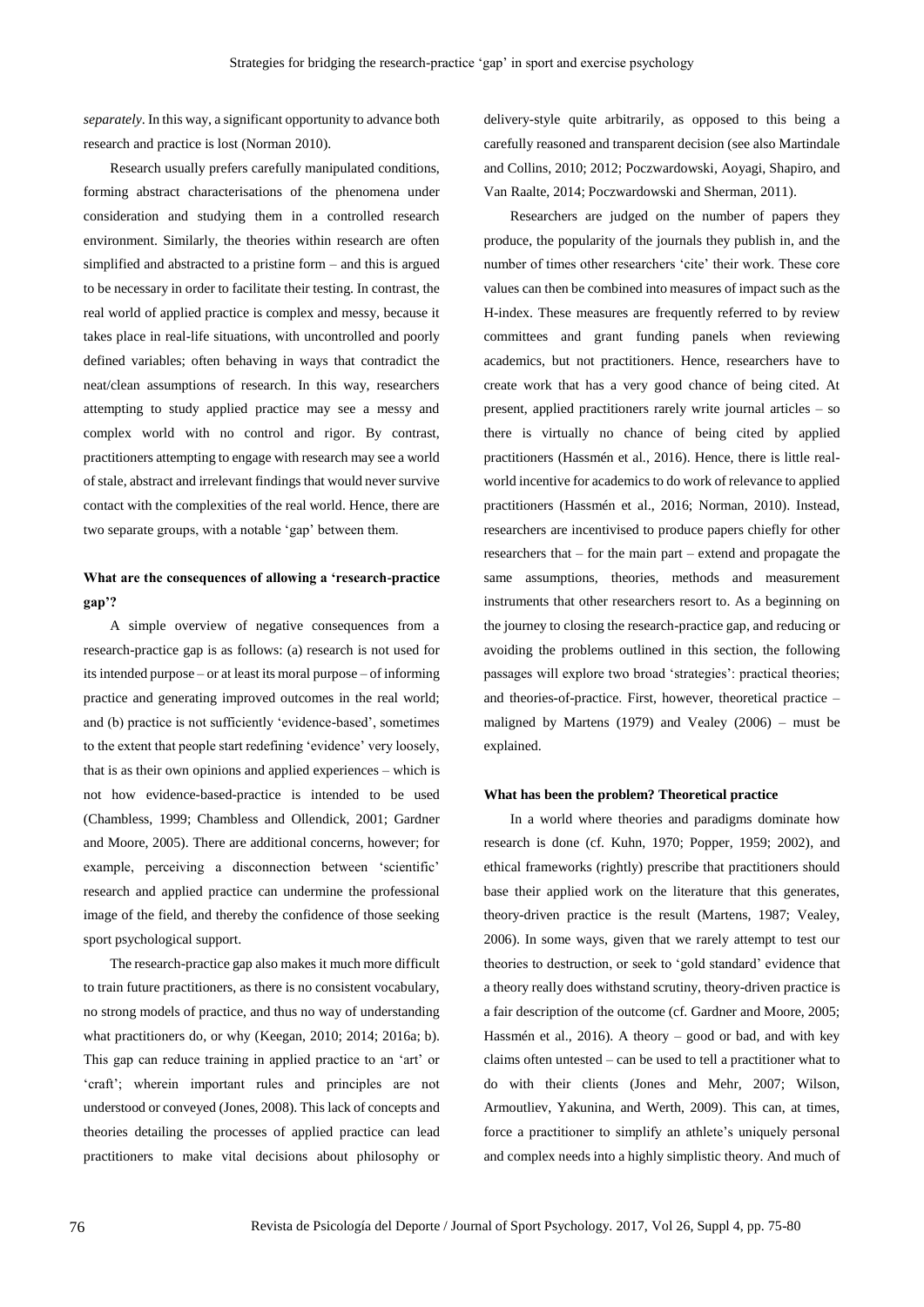*separately*. In this way, a significant opportunity to advance both research and practice is lost (Norman 2010).

Research usually prefers carefully manipulated conditions, forming abstract characterisations of the phenomena under consideration and studying them in a controlled research environment. Similarly, the theories within research are often simplified and abstracted to a pristine form – and this is argued to be necessary in order to facilitate their testing. In contrast, the real world of applied practice is complex and messy, because it takes place in real-life situations, with uncontrolled and poorly defined variables; often behaving in ways that contradict the neat/clean assumptions of research. In this way, researchers attempting to study applied practice may see a messy and complex world with no control and rigor. By contrast, practitioners attempting to engage with research may see a world of stale, abstract and irrelevant findings that would never survive contact with the complexities of the real world. Hence, there are two separate groups, with a notable 'gap' between them.

**What are the consequences of allowing a 'research-practice gap'?**

A simple overview of negative consequences from a research-practice gap is as follows: (a) research is not used for its intended purpose – or at least its moral purpose – of informing practice and generating improved outcomes in the real world; and (b) practice is not sufficiently 'evidence-based', sometimes to the extent that people start redefining 'evidence' very loosely, that is as their own opinions and applied experiences – which is not how evidence-based-practice is intended to be used (Chambless, 1999; Chambless and Ollendick, 2001; Gardner and Moore, 2005). There are additional concerns, however; for example, perceiving a disconnection between 'scientific' research and applied practice can undermine the professional image of the field, and thereby the confidence of those seeking sport psychological support.

The research-practice gap also makes it much more difficult to train future practitioners, as there is no consistent vocabulary, no strong models of practice, and thus no way of understanding what practitioners do, or why (Keegan, 2010; 2014; 2016a; b). This gap can reduce training in applied practice to an 'art' or 'craft'; wherein important rules and principles are not understood or conveyed (Jones, 2008). This lack of concepts and theories detailing the processes of applied practice can lead practitioners to make vital decisions about philosophy or delivery-style quite arbitrarily, as opposed to this being a carefully reasoned and transparent decision (see also Martindale and Collins, 2010; 2012; Poczwardowski, Aoyagi, Shapiro, and Van Raalte, 2014; Poczwardowski and Sherman, 2011).

Researchers are judged on the number of papers they produce, the popularity of the journals they publish in, and the number of times other researchers 'cite' their work. These core values can then be combined into measures of impact such as the H-index. These measures are frequently referred to by review committees and grant funding panels when reviewing academics, but not practitioners. Hence, researchers have to create work that has a very good chance of being cited. At present, applied practitioners rarely write journal articles – so there is virtually no chance of being cited by applied practitioners (Hassmén et al., 2016). Hence, there is little real-world incentive for academics to do work of relevance to applied practitioners (Hassmén et al., 2016; Norman, 2010). Instead, researchers are incentivised to produce papers chiefly for other researchers that – for the main part – extend and propagate the same assumptions, theories, methods and measurement instruments that other researchers resort to. As a beginning on the journey to closing the research-practice gap, and reducing or avoiding the problems outlined in this section, the following passages will explore two broad 'strategies': practical theories; and theories-of-practice. First, however, theoretical practice – maligned by Martens (1979) and Vealey (2006) – must be explained.

**What has been the problem? Theoretical practice**

In a world where theories and paradigms dominate how research is done (cf. Kuhn, 1970; Popper, 1959; 2002), and ethical frameworks (rightly) prescribe that practitioners should base their applied work on the literature that this generates, theory-driven practice is the result (Martens, 1987; Vealey, 2006). In some ways, given that we rarely attempt to test our theories to destruction, or seek to 'gold standard' evidence that a theory really does withstand scrutiny, theory-driven practice is a fair description of the outcome (cf. Gardner and Moore, 2005; Hassmén et al., 2016). A theory – good or bad, and with key claims often untested – can be used to tell a practitioner what to do with their clients (Jones and Mehr, 2007; Wilson, Armoutliev, Yakunina, and Werth, 2009). This can, at times, force a practitioner to simplify an athlete's uniquely personal and complex needs into a highly simplistic theory. And much of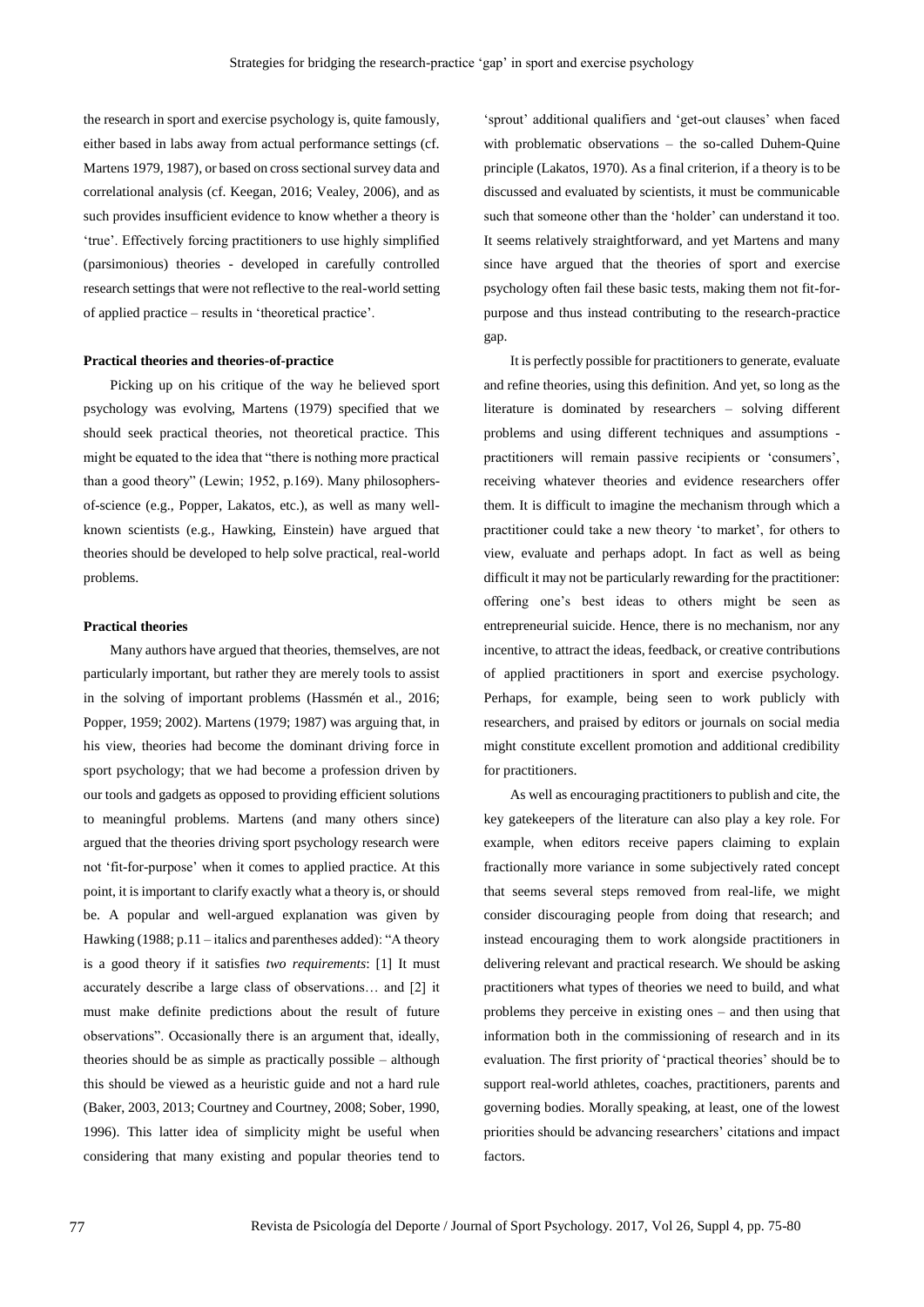the research in sport and exercise psychology is, quite famously, either based in labs away from actual performance settings (cf. Martens 1979, 1987), or based on cross sectional survey data and correlational analysis (cf. Keegan, 2016; Vealey, 2006), and as such provides insufficient evidence to know whether a theory is 'true'. Effectively forcing practitioners to use highly simplified (parsimonious) theories - developed in carefully controlled research settings that were not reflective to the real-world setting of applied practice – results in 'theoretical practice'.

**Practical theories and theories-of-practice**

Picking up on his critique of the way he believed sport psychology was evolving, Martens (1979) specified that we should seek practical theories, not theoretical practice. This might be equated to the idea that "there is nothing more practical than a good theory" (Lewin; 1952, p.169). Many philosophers-of-science (e.g., Popper, Lakatos, etc.), as well as many well-known scientists (e.g., Hawking, Einstein) have argued that theories should be developed to help solve practical, real-world problems.

**Practical theories**

Many authors have argued that theories, themselves, are not particularly important, but rather they are merely tools to assist in the solving of important problems (Hassmén et al., 2016; Popper, 1959; 2002). Martens (1979; 1987) was arguing that, in his view, theories had become the dominant driving force in sport psychology; that we had become a profession driven by our tools and gadgets as opposed to providing efficient solutions to meaningful problems. Martens (and many others since) argued that the theories driving sport psychology research were not 'fit-for-purpose' when it comes to applied practice. At this point, it is important to clarify exactly what a theory is, or should be. A popular and well-argued explanation was given by Hawking (1988; p.11 – italics and parentheses added): "A theory is a good theory if it satisfies *two requirements*: [1] It must accurately describe a large class of observations… and [2] it must make definite predictions about the result of future observations". Occasionally there is an argument that, ideally, theories should be as simple as practically possible – although this should be viewed as a heuristic guide and not a hard rule (Baker, 2003, 2013; Courtney and Courtney, 2008; Sober, 1990, 1996). This latter idea of simplicity might be useful when considering that many existing and popular theories tend to 'sprout' additional qualifiers and 'get-out clauses' when faced with problematic observations – the so-called Duhem-Quine principle (Lakatos, 1970). As a final criterion, if a theory is to be discussed and evaluated by scientists, it must be communicable such that someone other than the 'holder' can understand it too. It seems relatively straightforward, and yet Martens and many since have argued that the theories of sport and exercise psychology often fail these basic tests, making them not fit-for-purpose and thus instead contributing to the research-practice gap.

It is perfectly possible for practitioners to generate, evaluate and refine theories, using this definition. And yet, so long as the literature is dominated by researchers – solving different problems and using different techniques and assumptions - practitioners will remain passive recipients or 'consumers', receiving whatever theories and evidence researchers offer them. It is difficult to imagine the mechanism through which a practitioner could take a new theory 'to market', for others to view, evaluate and perhaps adopt. In fact as well as being difficult it may not be particularly rewarding for the practitioner: offering one's best ideas to others might be seen as entrepreneurial suicide. Hence, there is no mechanism, nor any incentive, to attract the ideas, feedback, or creative contributions of applied practitioners in sport and exercise psychology. Perhaps, for example, being seen to work publicly with researchers, and praised by editors or journals on social media might constitute excellent promotion and additional credibility for practitioners.

As well as encouraging practitioners to publish and cite, the key gatekeepers of the literature can also play a key role. For example, when editors receive papers claiming to explain fractionally more variance in some subjectively rated concept that seems several steps removed from real-life, we might consider discouraging people from doing that research; and instead encouraging them to work alongside practitioners in delivering relevant and practical research. We should be asking practitioners what types of theories we need to build, and what problems they perceive in existing ones – and then using that information both in the commissioning of research and in its evaluation. The first priority of 'practical theories' should be to support real-world athletes, coaches, practitioners, parents and governing bodies. Morally speaking, at least, one of the lowest priorities should be advancing researchers' citations and impact factors.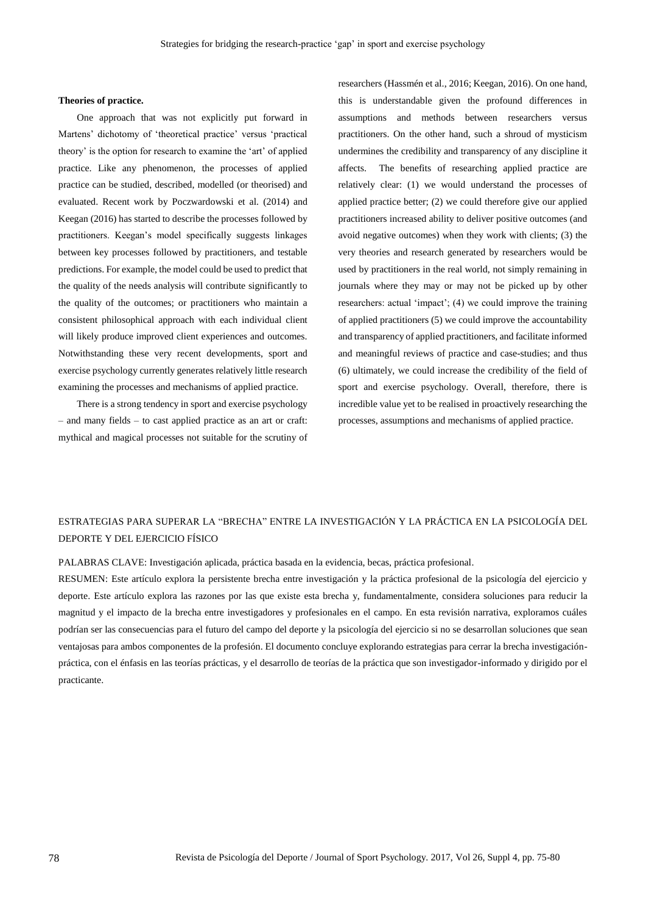#### Theories of practice.

One approach that was not explicitly put forward in Martens' dichotomy of 'theoretical practice' versus 'practical theory' is the option for research to examine the 'art' of applied practice. Like any phenomenon, the processes of applied practice can be studied, described, modelled (or theorised) and evaluated. Recent work by Poczwardowski et al. (2014) and Keegan (2016) has started to describe the processes followed by practitioners. Keegan's model specifically suggests linkages between key processes followed by practitioners, and testable predictions. For example, the model could be used to predict that the quality of the needs analysis will contribute significantly to the quality of the outcomes; or practitioners who maintain a consistent philosophical approach with each individual client will likely produce improved client experiences and outcomes. Notwithstanding these very recent developments, sport and exercise psychology currently generates relatively little research examining the processes and mechanisms of applied practice.

There is a strong tendency in sport and exercise psychology – and many fields – to cast applied practice as an art or craft: mythical and magical processes not suitable for the scrutiny of researchers (Hassmén et al., 2016; Keegan, 2016). On one hand, this is understandable given the profound differences in assumptions and methods between researchers versus practitioners. On the other hand, such a shroud of mysticism undermines the credibility and transparency of any discipline it affects. The benefits of researching applied practice are relatively clear: (1) we would understand the processes of applied practice better; (2) we could therefore give our applied practitioners increased ability to deliver positive outcomes (and avoid negative outcomes) when they work with clients; (3) the very theories and research generated by researchers would be used by practitioners in the real world, not simply remaining in journals where they may or may not be picked up by other researchers: actual 'impact'; (4) we could improve the training of applied practitioners (5) we could improve the accountability and transparency of applied practitioners, and facilitate informed and meaningful reviews of practice and case-studies; and thus (6) ultimately, we could increase the credibility of the field of sport and exercise psychology. Overall, therefore, there is incredible value yet to be realised in proactively researching the processes, assumptions and mechanisms of applied practice.

## ESTRATEGIAS PARA SUPERAR LA "BRECHA" ENTRE LA INVESTIGACIÓN Y LA PRÁCTICA EN LA PSICOLOGÍA DEL DEPORTE Y DEL EJERCICIO FÍSICO

PALABRAS CLAVE: Investigación aplicada, práctica basada en la evidencia, becas, práctica profesional.

RESUMEN: Este artículo explora la persistente brecha entre investigación y la práctica profesional de la psicología del ejercicio y deporte. Este artículo explora las razones por las que existe esta brecha y, fundamentalmente, considera soluciones para reducir la magnitud y el impacto de la brecha entre investigadores y profesionales en el campo. En esta revisión narrativa, exploramos cuáles podrían ser las consecuencias para el futuro del campo del deporte y la psicología del ejercicio si no se desarrollan soluciones que sean ventajosas para ambos componentes de la profesión. El documento concluye explorando estrategias para cerrar la brecha investigación-práctica, con el énfasis en las teorías prácticas, y el desarrollo de teorías de la práctica que son investigador-informado y dirigido por el practicante.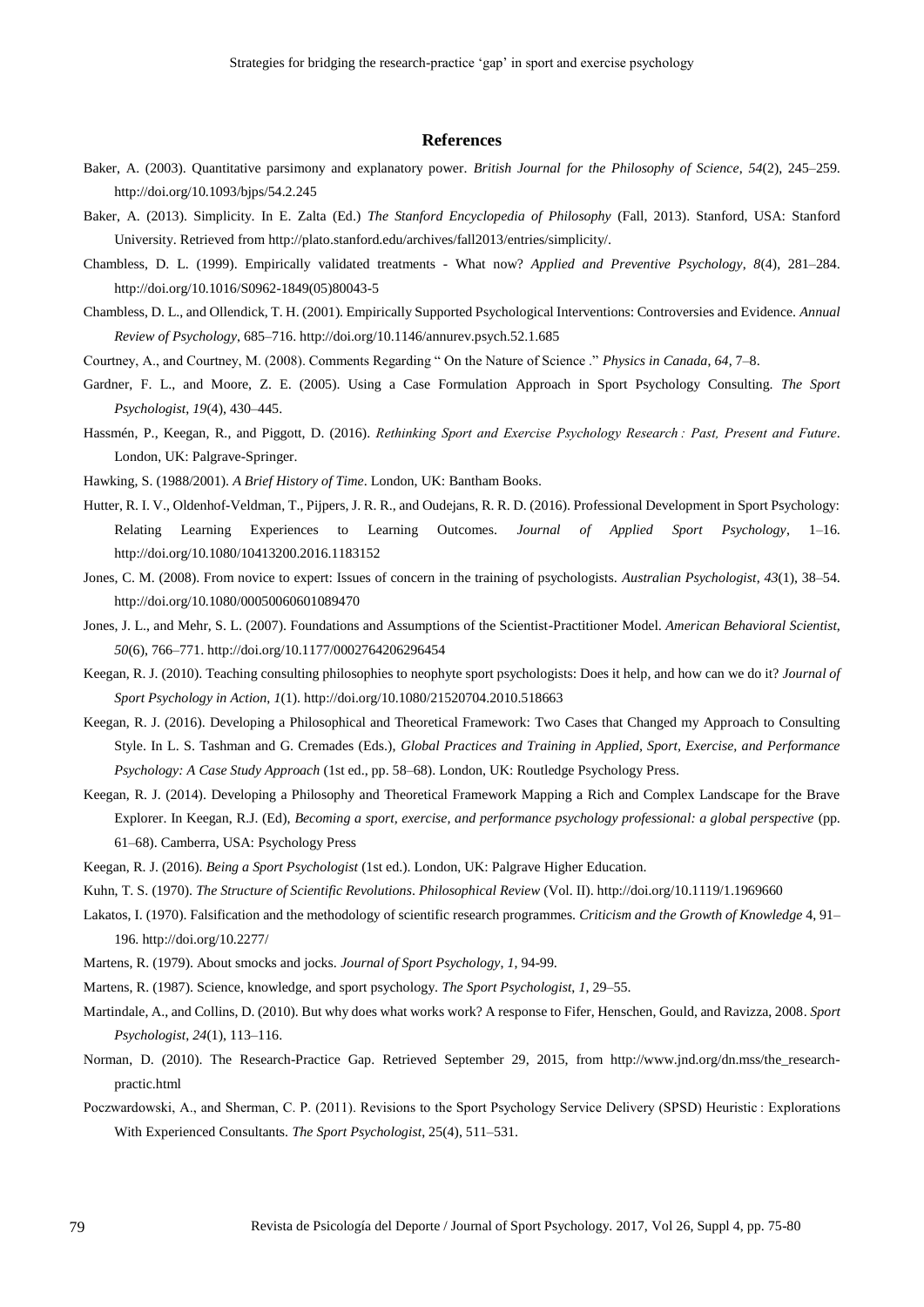## References

Baker, A. (2003). Quantitative parsimony and explanatory power. *British Journal for the Philosophy of Science*, *54*(2), 245–259. http://doi.org/10.1093/bjps/54.2.245

Baker, A. (2013). Simplicity. In E. Zalta (Ed.) *The Stanford Encyclopedia of Philosophy* (Fall, 2013). Stanford, USA: Stanford University. Retrieved from http://plato.stanford.edu/archives/fall2013/entries/simplicity/.

Chambless, D. L. (1999). Empirically validated treatments - What now? *Applied and Preventive Psychology*, *8*(4), 281–284. http://doi.org/10.1016/S0962-1849(05)80043-5

Chambless, D. L., and Ollendick, T. H. (2001). Empirically Supported Psychological Interventions: Controversies and Evidence. *Annual Review of Psychology*, 685–716. http://doi.org/10.1146/annurev.psych.52.1.685

Courtney, A., and Courtney, M. (2008). Comments Regarding " On the Nature of Science ." *Physics in Canada*, *64*, 7–8.

Gardner, F. L., and Moore, Z. E. (2005). Using a Case Formulation Approach in Sport Psychology Consulting. *The Sport Psychologist*, *19*(4), 430–445.

Hassmén, P., Keegan, R., and Piggott, D. (2016). *Rethinking Sport and Exercise Psychology Research : Past, Present and Future*. London, UK: Palgrave-Springer.

Hawking, S. (1988/2001). *A Brief History of Time*. London, UK: Bantham Books.

Hutter, R. I. V., Oldenhof-Veldman, T., Pijpers, J. R. R., and Oudejans, R. R. D. (2016). Professional Development in Sport Psychology: Relating Learning Experiences to Learning Outcomes. *Journal of Applied Sport Psychology*, 1–16. http://doi.org/10.1080/10413200.2016.1183152

Jones, C. M. (2008). From novice to expert: Issues of concern in the training of psychologists. *Australian Psychologist*, *43*(1), 38–54. http://doi.org/10.1080/00050060601089470

Jones, J. L., and Mehr, S. L. (2007). Foundations and Assumptions of the Scientist-Practitioner Model. *American Behavioral Scientist*, *50*(6), 766–771. http://doi.org/10.1177/0002764206296454

Keegan, R. J. (2010). Teaching consulting philosophies to neophyte sport psychologists: Does it help, and how can we do it? *Journal of Sport Psychology in Action*, *1*(1). http://doi.org/10.1080/21520704.2010.518663

Keegan, R. J. (2016). Developing a Philosophical and Theoretical Framework: Two Cases that Changed my Approach to Consulting Style. In L. S. Tashman and G. Cremades (Eds.), *Global Practices and Training in Applied, Sport, Exercise, and Performance Psychology: A Case Study Approach* (1st ed., pp. 58–68). London, UK: Routledge Psychology Press.

Keegan, R. J. (2014). Developing a Philosophy and Theoretical Framework Mapping a Rich and Complex Landscape for the Brave Explorer. In Keegan, R.J. (Ed), *Becoming a sport, exercise, and performance psychology professional: a global perspective* (pp. 61–68). Camberra, USA: Psychology Press

Keegan, R. J. (2016). *Being a Sport Psychologist* (1st ed.). London, UK: Palgrave Higher Education.

Kuhn, T. S. (1970). *The Structure of Scientific Revolutions*. *Philosophical Review* (Vol. II). http://doi.org/10.1119/1.1969660

Lakatos, I. (1970). Falsification and the methodology of scientific research programmes. *Criticism and the Growth of Knowledge* 4, 91–196. http://doi.org/10.2277/

Martens, R. (1979). About smocks and jocks. *Journal of Sport Psychology*, *1*, 94-99.

Martens, R. (1987). Science, knowledge, and sport psychology. *The Sport Psychologist*, *1*, 29–55.

Martindale, A., and Collins, D. (2010). But why does what works work? A response to Fifer, Henschen, Gould, and Ravizza, 2008. *Sport Psychologist*, *24*(1), 113–116.

Norman, D. (2010). The Research-Practice Gap. Retrieved September 29, 2015, from http://www.jnd.org/dn.mss/the_research-practic.html

Poczwardowski, A., and Sherman, C. P. (2011). Revisions to the Sport Psychology Service Delivery (SPSD) Heuristic : Explorations With Experienced Consultants. *The Sport Psychologist*, 25(4), 511–531.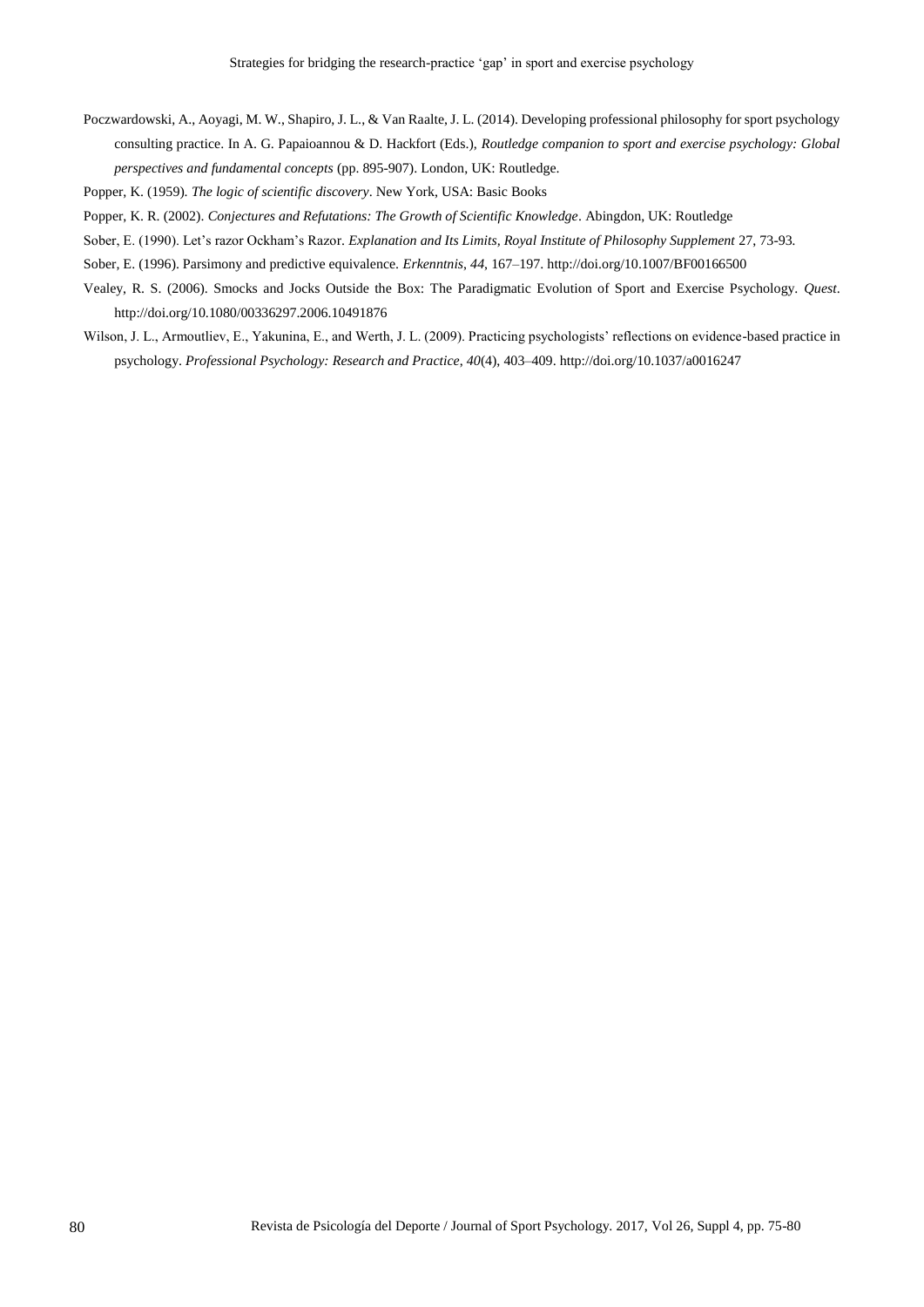Poczwardowski, A., Aoyagi, M. W., Shapiro, J. L., & Van Raalte, J. L. (2014). Developing professional philosophy for sport psychology consulting practice. In A. G. Papaioannou & D. Hackfort (Eds.), *Routledge companion to sport and exercise psychology: Global perspectives and fundamental concepts* (pp. 895-907). London, UK: Routledge.

Popper, K. (1959). *The logic of scientific discovery*. New York, USA: Basic Books

Popper, K. R. (2002). *Conjectures and Refutations: The Growth of Scientific Knowledge*. Abingdon, UK: Routledge

Sober, E. (1990). Let's razor Ockham's Razor. *Explanation and Its Limits, Royal Institute of Philosophy Supplement* 27, 73-93.

Sober, E. (1996). Parsimony and predictive equivalence. *Erkenntnis*, *44*, 167–197. http://doi.org/10.1007/BF00166500

Vealey, R. S. (2006). Smocks and Jocks Outside the Box: The Paradigmatic Evolution of Sport and Exercise Psychology. *Quest*. http://doi.org/10.1080/00336297.2006.10491876

Wilson, J. L., Armoutliev, E., Yakunina, E., and Werth, J. L. (2009). Practicing psychologists' reflections on evidence-based practice in psychology. *Professional Psychology: Research and Practice*, *40*(4), 403–409. http://doi.org/10.1037/a0016247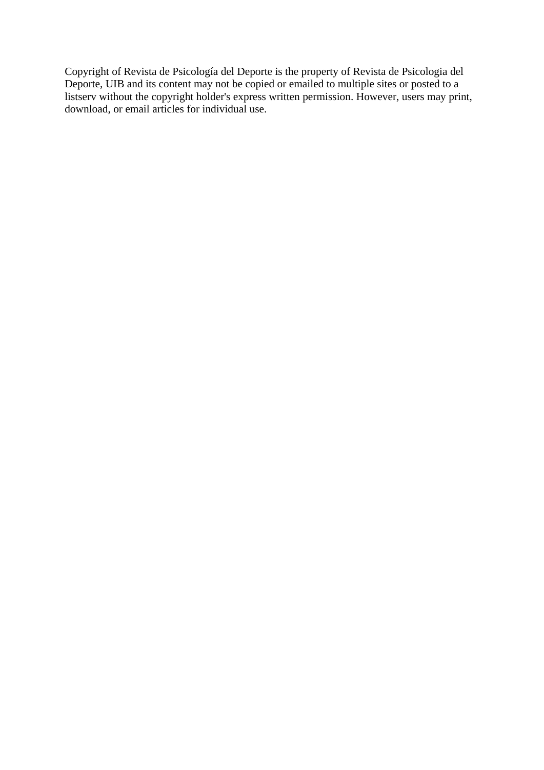Copyright of Revista de Psicología del Deporte is the property of Revista de Psicologia del Deporte, UIB and its content may not be copied or emailed to multiple sites or posted to a listserv without the copyright holder's express written permission. However, users may print, download, or email articles for individual use.